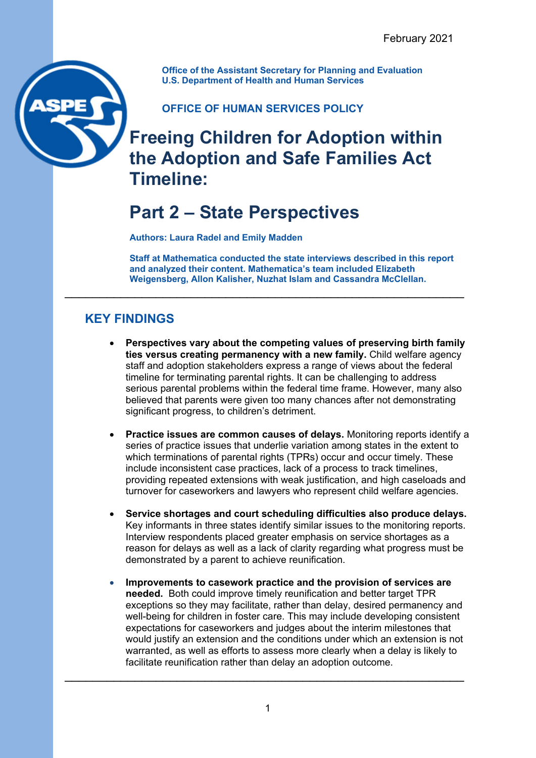February 2021

**Office of the Assistant Secretary for Planning and Evaluation**
**U.S. Department of Health and Human Services**

**OFFICE OF HUMAN SERVICES POLICY**

# Freeing Children for Adoption within the Adoption and Safe Families Act Timeline:

# Part 2 – State Perspectives

**Authors: Laura Radel and Emily Madden**

**Staff at Mathematica conducted the state interviews described in this report and analyzed their content. Mathematica's team included Elizabeth Weigensberg, Allon Kalisher, Nuzhat Islam and Cassandra McClellan.**

---

## KEY FINDINGS

- **Perspectives vary about the competing values of preserving birth family ties versus creating permanency with a new family.** Child welfare agency staff and adoption stakeholders express a range of views about the federal timeline for terminating parental rights. It can be challenging to address serious parental problems within the federal time frame. However, many also believed that parents were given too many chances after not demonstrating significant progress, to children's detriment.

- **Practice issues are common causes of delays.** Monitoring reports identify a series of practice issues that underlie variation among states in the extent to which terminations of parental rights (TPRs) occur and occur timely. These include inconsistent case practices, lack of a process to track timelines, providing repeated extensions with weak justification, and high caseloads and turnover for caseworkers and lawyers who represent child welfare agencies.

- **Service shortages and court scheduling difficulties also produce delays.** Key informants in three states identify similar issues to the monitoring reports. Interview respondents placed greater emphasis on service shortages as a reason for delays as well as a lack of clarity regarding what progress must be demonstrated by a parent to achieve reunification.

- **Improvements to casework practice and the provision of services are needed.** Both could improve timely reunification and better target TPR exceptions so they may facilitate, rather than delay, desired permanency and well-being for children in foster care. This may include developing consistent expectations for caseworkers and judges about the interim milestones that would justify an extension and the conditions under which an extension is not warranted, as well as efforts to assess more clearly when a delay is likely to facilitate reunification rather than delay an adoption outcome.

---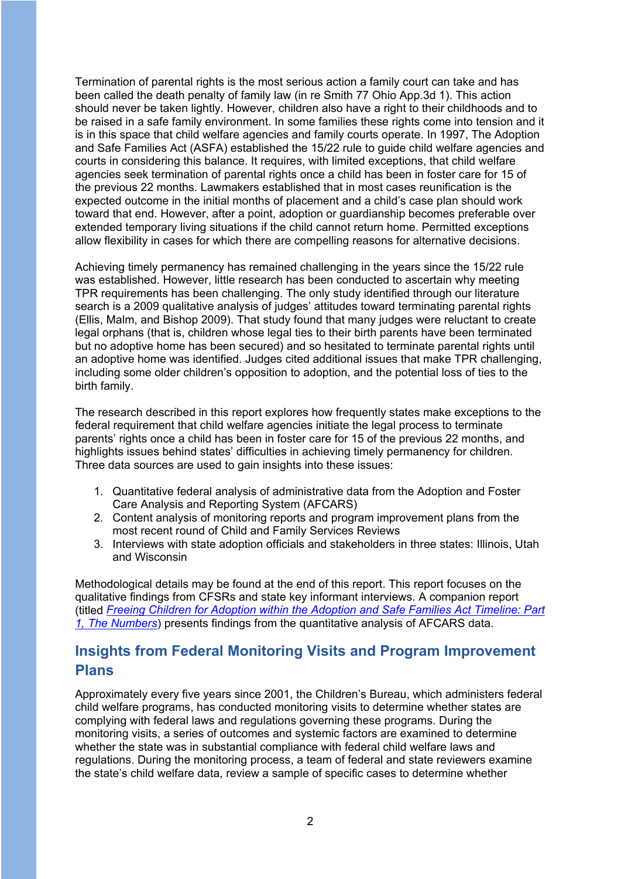Termination of parental rights is the most serious action a family court can take and has been called the death penalty of family law (in re Smith 77 Ohio App.3d 1). This action should never be taken lightly. However, children also have a right to their childhoods and to be raised in a safe family environment. In some families these rights come into tension and it is in this space that child welfare agencies and family courts operate. In 1997, The Adoption and Safe Families Act (ASFA) established the 15/22 rule to guide child welfare agencies and courts in considering this balance. It requires, with limited exceptions, that child welfare agencies seek termination of parental rights once a child has been in foster care for 15 of the previous 22 months. Lawmakers established that in most cases reunification is the expected outcome in the initial months of placement and a child's case plan should work toward that end. However, after a point, adoption or guardianship becomes preferable over extended temporary living situations if the child cannot return home. Permitted exceptions allow flexibility in cases for which there are compelling reasons for alternative decisions.

Achieving timely permanency has remained challenging in the years since the 15/22 rule was established. However, little research has been conducted to ascertain why meeting TPR requirements has been challenging. The only study identified through our literature search is a 2009 qualitative analysis of judges' attitudes toward terminating parental rights (Ellis, Malm, and Bishop 2009). That study found that many judges were reluctant to create legal orphans (that is, children whose legal ties to their birth parents have been terminated but no adoptive home has been secured) and so hesitated to terminate parental rights until an adoptive home was identified. Judges cited additional issues that make TPR challenging, including some older children's opposition to adoption, and the potential loss of ties to the birth family.

The research described in this report explores how frequently states make exceptions to the federal requirement that child welfare agencies initiate the legal process to terminate parents' rights once a child has been in foster care for 15 of the previous 22 months, and highlights issues behind states' difficulties in achieving timely permanency for children. Three data sources are used to gain insights into these issues:

1. Quantitative federal analysis of administrative data from the Adoption and Foster Care Analysis and Reporting System (AFCARS)
2. Content analysis of monitoring reports and program improvement plans from the most recent round of Child and Family Services Reviews
3. Interviews with state adoption officials and stakeholders in three states: Illinois, Utah and Wisconsin

Methodological details may be found at the end of this report. This report focuses on the qualitative findings from CFSRs and state key informant interviews. A companion report (titled *Freeing Children for Adoption within the Adoption and Safe Families Act Timeline: Part 1, The Numbers*) presents findings from the quantitative analysis of AFCARS data.

## Insights from Federal Monitoring Visits and Program Improvement Plans

Approximately every five years since 2001, the Children's Bureau, which administers federal child welfare programs, has conducted monitoring visits to determine whether states are complying with federal laws and regulations governing these programs. During the monitoring visits, a series of outcomes and systemic factors are examined to determine whether the state was in substantial compliance with federal child welfare laws and regulations. During the monitoring process, a team of federal and state reviewers examine the state's child welfare data, review a sample of specific cases to determine whether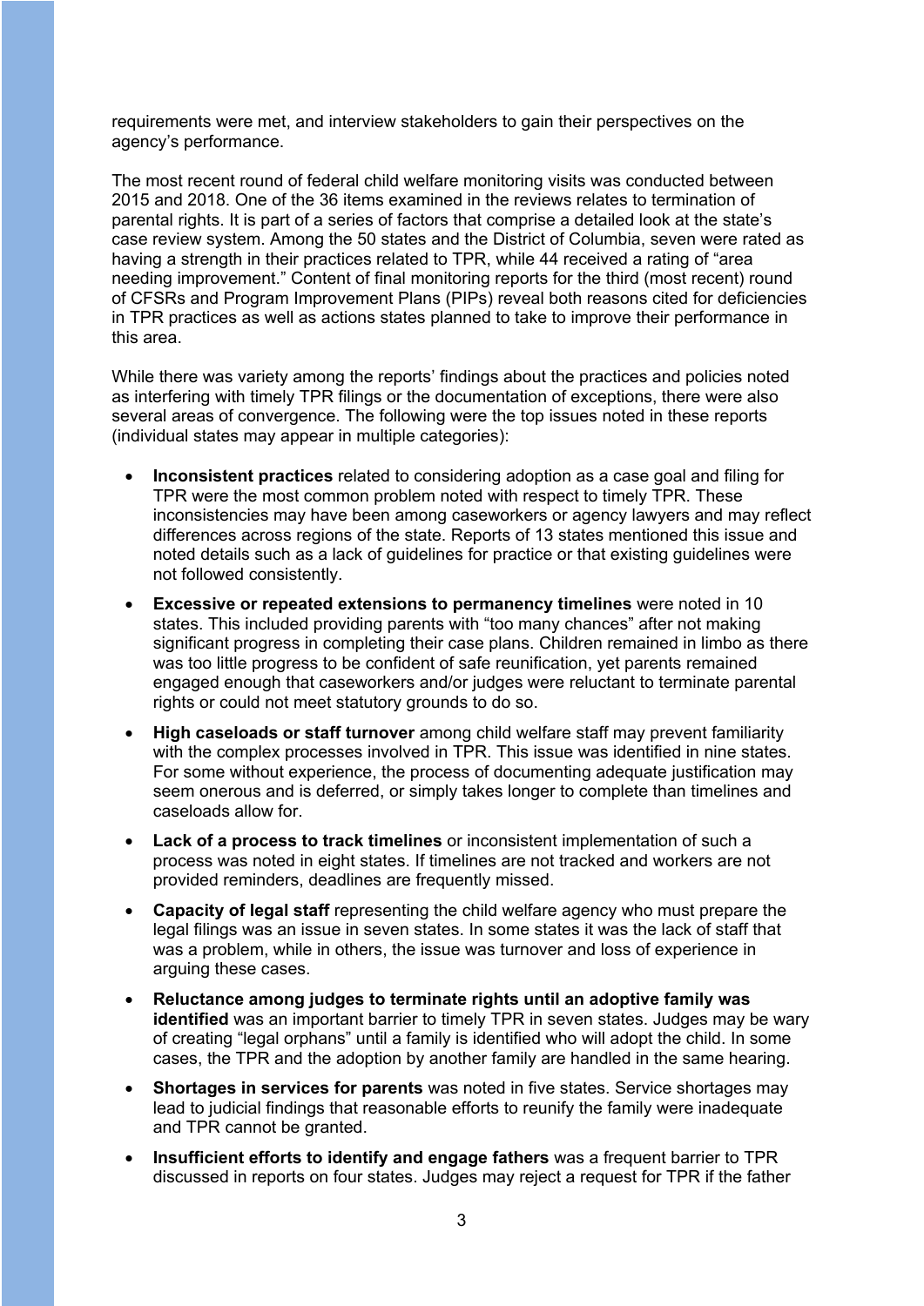requirements were met, and interview stakeholders to gain their perspectives on the agency's performance.

The most recent round of federal child welfare monitoring visits was conducted between 2015 and 2018. One of the 36 items examined in the reviews relates to termination of parental rights. It is part of a series of factors that comprise a detailed look at the state's case review system. Among the 50 states and the District of Columbia, seven were rated as having a strength in their practices related to TPR, while 44 received a rating of "area needing improvement." Content of final monitoring reports for the third (most recent) round of CFSRs and Program Improvement Plans (PIPs) reveal both reasons cited for deficiencies in TPR practices as well as actions states planned to take to improve their performance in this area.

While there was variety among the reports' findings about the practices and policies noted as interfering with timely TPR filings or the documentation of exceptions, there were also several areas of convergence. The following were the top issues noted in these reports (individual states may appear in multiple categories):

- **Inconsistent practices** related to considering adoption as a case goal and filing for TPR were the most common problem noted with respect to timely TPR. These inconsistencies may have been among caseworkers or agency lawyers and may reflect differences across regions of the state. Reports of 13 states mentioned this issue and noted details such as a lack of guidelines for practice or that existing guidelines were not followed consistently.
- **Excessive or repeated extensions to permanency timelines** were noted in 10 states. This included providing parents with "too many chances" after not making significant progress in completing their case plans. Children remained in limbo as there was too little progress to be confident of safe reunification, yet parents remained engaged enough that caseworkers and/or judges were reluctant to terminate parental rights or could not meet statutory grounds to do so.
- **High caseloads or staff turnover** among child welfare staff may prevent familiarity with the complex processes involved in TPR. This issue was identified in nine states. For some without experience, the process of documenting adequate justification may seem onerous and is deferred, or simply takes longer to complete than timelines and caseloads allow for.
- **Lack of a process to track timelines** or inconsistent implementation of such a process was noted in eight states. If timelines are not tracked and workers are not provided reminders, deadlines are frequently missed.
- **Capacity of legal staff** representing the child welfare agency who must prepare the legal filings was an issue in seven states. In some states it was the lack of staff that was a problem, while in others, the issue was turnover and loss of experience in arguing these cases.
- **Reluctance among judges to terminate rights until an adoptive family was identified** was an important barrier to timely TPR in seven states. Judges may be wary of creating "legal orphans" until a family is identified who will adopt the child. In some cases, the TPR and the adoption by another family are handled in the same hearing.
- **Shortages in services for parents** was noted in five states. Service shortages may lead to judicial findings that reasonable efforts to reunify the family were inadequate and TPR cannot be granted.
- **Insufficient efforts to identify and engage fathers** was a frequent barrier to TPR discussed in reports on four states. Judges may reject a request for TPR if the father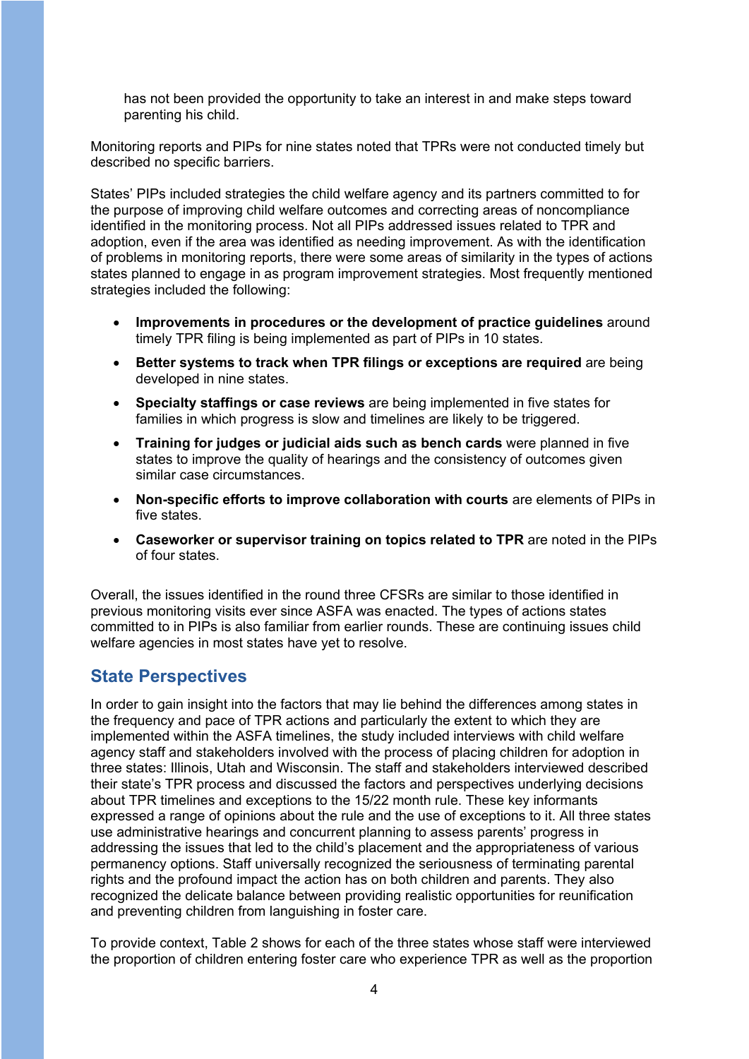has not been provided the opportunity to take an interest in and make steps toward parenting his child.

Monitoring reports and PIPs for nine states noted that TPRs were not conducted timely but described no specific barriers.

States' PIPs included strategies the child welfare agency and its partners committed to for the purpose of improving child welfare outcomes and correcting areas of noncompliance identified in the monitoring process. Not all PIPs addressed issues related to TPR and adoption, even if the area was identified as needing improvement. As with the identification of problems in monitoring reports, there were some areas of similarity in the types of actions states planned to engage in as program improvement strategies. Most frequently mentioned strategies included the following:

- **Improvements in procedures or the development of practice guidelines** around timely TPR filing is being implemented as part of PIPs in 10 states.
- **Better systems to track when TPR filings or exceptions are required** are being developed in nine states.
- **Specialty staffings or case reviews** are being implemented in five states for families in which progress is slow and timelines are likely to be triggered.
- **Training for judges or judicial aids such as bench cards** were planned in five states to improve the quality of hearings and the consistency of outcomes given similar case circumstances.
- **Non-specific efforts to improve collaboration with courts** are elements of PIPs in five states.
- **Caseworker or supervisor training on topics related to TPR** are noted in the PIPs of four states.

Overall, the issues identified in the round three CFSRs are similar to those identified in previous monitoring visits ever since ASFA was enacted. The types of actions states committed to in PIPs is also familiar from earlier rounds. These are continuing issues child welfare agencies in most states have yet to resolve.

## State Perspectives

In order to gain insight into the factors that may lie behind the differences among states in the frequency and pace of TPR actions and particularly the extent to which they are implemented within the ASFA timelines, the study included interviews with child welfare agency staff and stakeholders involved with the process of placing children for adoption in three states: Illinois, Utah and Wisconsin. The staff and stakeholders interviewed described their state's TPR process and discussed the factors and perspectives underlying decisions about TPR timelines and exceptions to the 15/22 month rule. These key informants expressed a range of opinions about the rule and the use of exceptions to it. All three states use administrative hearings and concurrent planning to assess parents' progress in addressing the issues that led to the child's placement and the appropriateness of various permanency options. Staff universally recognized the seriousness of terminating parental rights and the profound impact the action has on both children and parents. They also recognized the delicate balance between providing realistic opportunities for reunification and preventing children from languishing in foster care.

To provide context, Table 2 shows for each of the three states whose staff were interviewed the proportion of children entering foster care who experience TPR as well as the proportion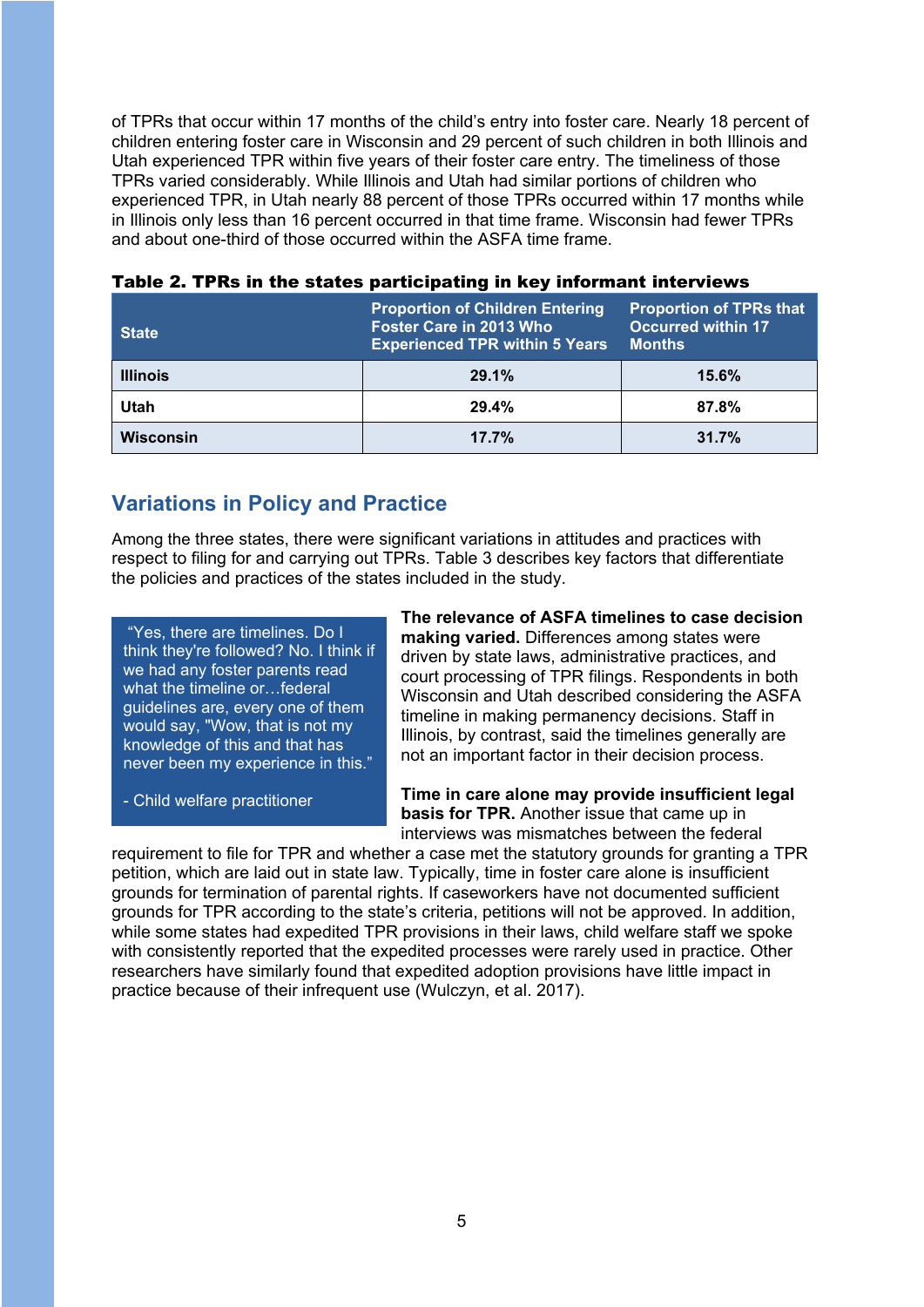of TPRs that occur within 17 months of the child's entry into foster care. Nearly 18 percent of children entering foster care in Wisconsin and 29 percent of such children in both Illinois and Utah experienced TPR within five years of their foster care entry. The timeliness of those TPRs varied considerably. While Illinois and Utah had similar portions of children who experienced TPR, in Utah nearly 88 percent of those TPRs occurred within 17 months while in Illinois only less than 16 percent occurred in that time frame. Wisconsin had fewer TPRs and about one-third of those occurred within the ASFA time frame.

**Table 2. TPRs in the states participating in key informant interviews**

| State | Proportion of Children Entering Foster Care in 2013 Who Experienced TPR within 5 Years | Proportion of TPRs that Occurred within 17 Months |
|---|---|---|
| **Illinois** | **29.1%** | **15.6%** |
| **Utah** | **29.4%** | **87.8%** |
| **Wisconsin** | **17.7%** | **31.7%** |

## Variations in Policy and Practice

Among the three states, there were significant variations in attitudes and practices with respect to filing for and carrying out TPRs. Table 3 describes key factors that differentiate the policies and practices of the states included in the study.

> "Yes, there are timelines. Do I think they're followed? No. I think if we had any foster parents read what the timeline or…federal guidelines are, every one of them would say, "Wow, that is not my knowledge of this and that has never been my experience in this."
>
> \- Child welfare practitioner

**The relevance of ASFA timelines to case decision making varied.** Differences among states were driven by state laws, administrative practices, and court processing of TPR filings. Respondents in both Wisconsin and Utah described considering the ASFA timeline in making permanency decisions. Staff in Illinois, by contrast, said the timelines generally are not an important factor in their decision process.

**Time in care alone may provide insufficient legal basis for TPR.** Another issue that came up in interviews was mismatches between the federal requirement to file for TPR and whether a case met the statutory grounds for granting a TPR petition, which are laid out in state law. Typically, time in foster care alone is insufficient grounds for termination of parental rights. If caseworkers have not documented sufficient grounds for TPR according to the state's criteria, petitions will not be approved. In addition, while some states had expedited TPR provisions in their laws, child welfare staff we spoke with consistently reported that the expedited processes were rarely used in practice. Other researchers have similarly found that expedited adoption provisions have little impact in practice because of their infrequent use (Wulczyn, et al. 2017).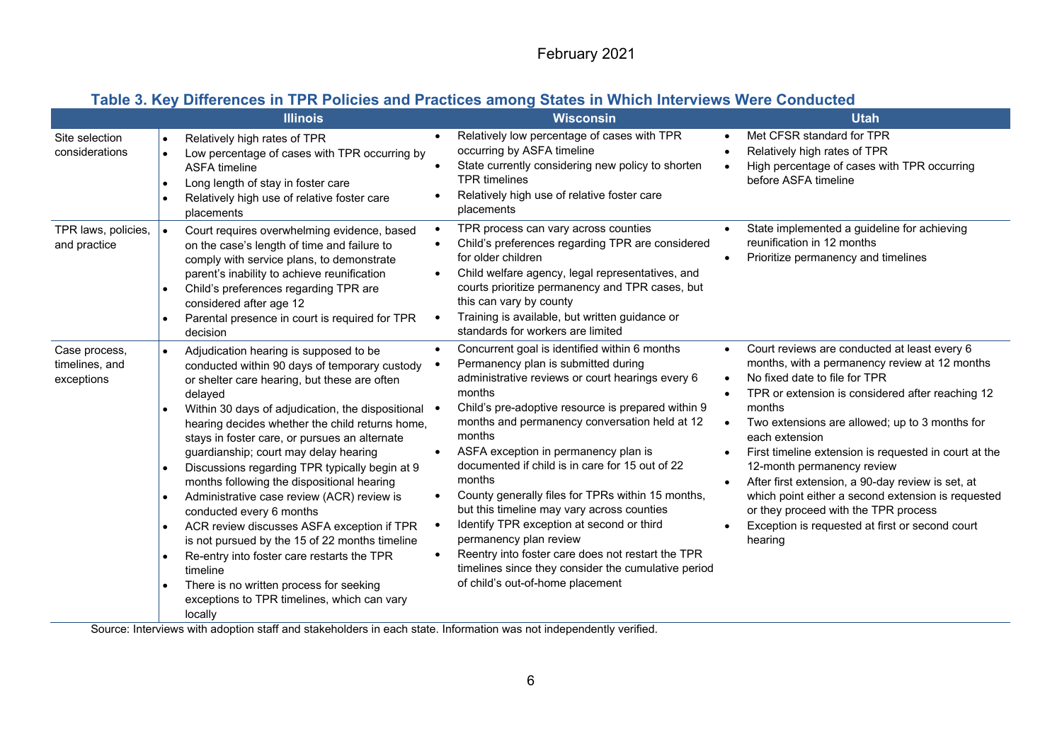### Table 3. Key Differences in TPR Policies and Practices among States in Which Interviews Were Conducted

| | Illinois | Wisconsin | Utah |
|---|---|---|---|
| Site selection considerations | • Relatively high rates of TPR<br>• Low percentage of cases with TPR occurring by ASFA timeline<br>• Long length of stay in foster care<br>• Relatively high use of relative foster care placements | • Relatively low percentage of cases with TPR occurring by ASFA timeline<br>• State currently considering new policy to shorten TPR timelines<br>• Relatively high use of relative foster care placements | • Met CFSR standard for TPR<br>• Relatively high rates of TPR<br>• High percentage of cases with TPR occurring before ASFA timeline |
| TPR laws, policies, and practice | • Court requires overwhelming evidence, based on the case's length of time and failure to comply with service plans, to demonstrate parent's inability to achieve reunification<br>• Child's preferences regarding TPR are considered after age 12<br>• Parental presence in court is required for TPR decision | • TPR process can vary across counties<br>• Child's preferences regarding TPR are considered for older children<br>• Child welfare agency, legal representatives, and courts prioritize permanency and TPR cases, but this can vary by county<br>• Training is available, but written guidance or standards for workers are limited | • State implemented a guideline for achieving reunification in 12 months<br>• Prioritize permanency and timelines |
| Case process, timelines, and exceptions | • Adjudication hearing is supposed to be conducted within 90 days of temporary custody or shelter care hearing, but these are often delayed<br>• Within 30 days of adjudication, the dispositional hearing decides whether the child returns home, stays in foster care, or pursues an alternate guardianship; court may delay hearing<br>• Discussions regarding TPR typically begin at 9 months following the dispositional hearing<br>• Administrative case review (ACR) review is conducted every 6 months<br>• ACR review discusses ASFA exception if TPR is not pursued by the 15 of 22 months timeline<br>• Re-entry into foster care restarts the TPR timeline<br>• There is no written process for seeking exceptions to TPR timelines, which can vary locally | • Concurrent goal is identified within 6 months<br>• Permanency plan is submitted during administrative reviews or court hearings every 6 months<br>• Child's pre-adoptive resource is prepared within 9 months and permanency conversation held at 12 months<br>• ASFA exception in permanency plan is documented if child is in care for 15 out of 22 months<br>• County generally files for TPRs within 15 months, but this timeline may vary across counties<br>• Identify TPR exception at second or third permanency plan review<br>• Reentry into foster care does not restart the TPR timelines since they consider the cumulative period of child's out-of-home placement | • Court reviews are conducted at least every 6 months, with a permanency review at 12 months<br>• No fixed date to file for TPR<br>• TPR or extension is considered after reaching 12 months<br>• Two extensions are allowed; up to 3 months for each extension<br>• First timeline extension is requested in court at the 12-month permanency review<br>• After first extension, a 90-day review is set, at which point either a second extension is requested or they proceed with the TPR process<br>• Exception is requested at first or second court hearing |

Source: Interviews with adoption staff and stakeholders in each state. Information was not independently verified.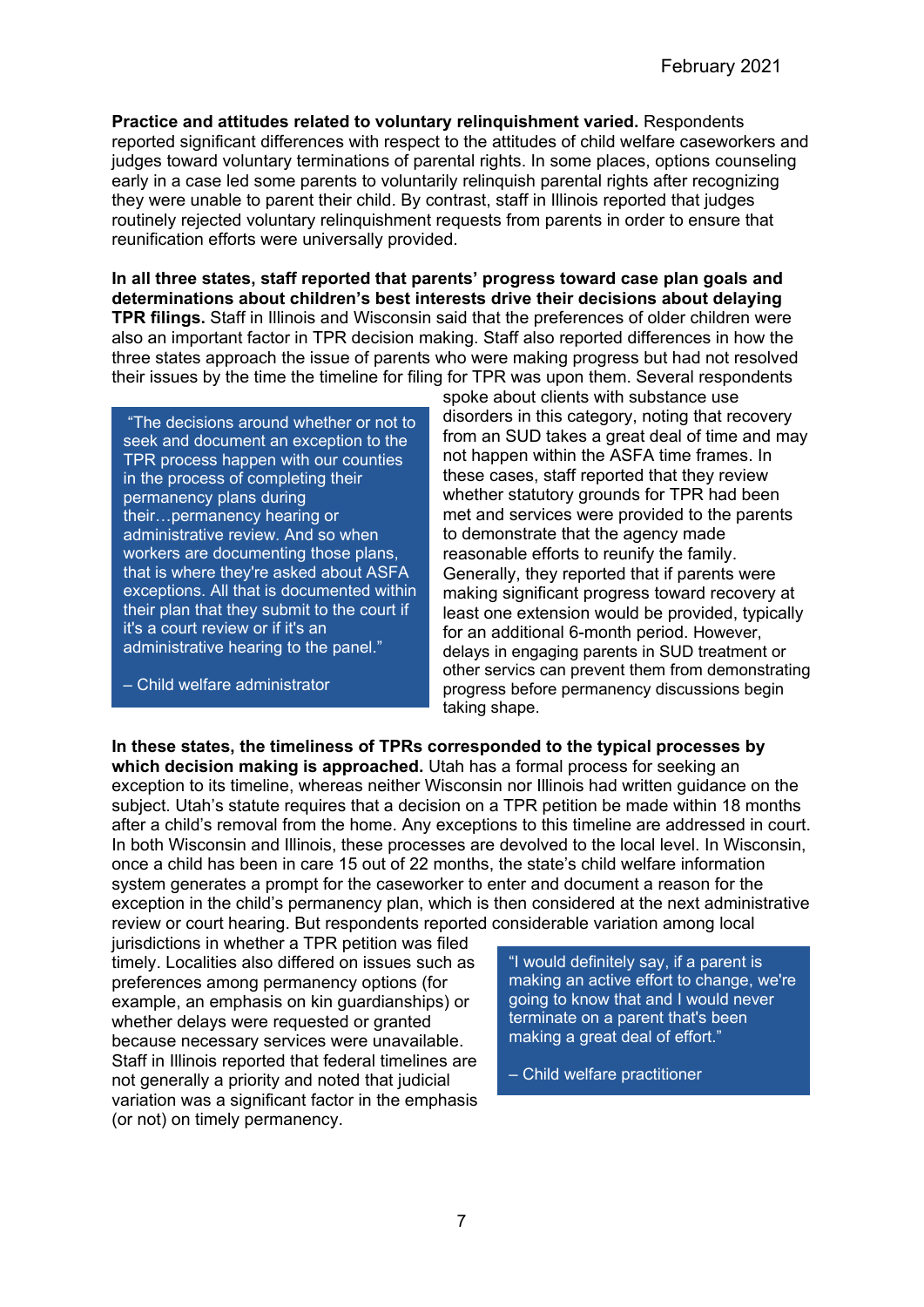**Practice and attitudes related to voluntary relinquishment varied.** Respondents reported significant differences with respect to the attitudes of child welfare caseworkers and judges toward voluntary terminations of parental rights. In some places, options counseling early in a case led some parents to voluntarily relinquish parental rights after recognizing they were unable to parent their child. By contrast, staff in Illinois reported that judges routinely rejected voluntary relinquishment requests from parents in order to ensure that reunification efforts were universally provided.

**In all three states, staff reported that parents' progress toward case plan goals and determinations about children's best interests drive their decisions about delaying TPR filings.** Staff in Illinois and Wisconsin said that the preferences of older children were also an important factor in TPR decision making. Staff also reported differences in how the three states approach the issue of parents who were making progress but had not resolved their issues by the time the timeline for filing for TPR was upon them. Several respondents spoke about clients with substance use disorders in this category, noting that recovery from an SUD takes a great deal of time and may not happen within the ASFA time frames. In these cases, staff reported that they review whether statutory grounds for TPR had been met and services were provided to the parents to demonstrate that the agency made reasonable efforts to reunify the family. Generally, they reported that if parents were making significant progress toward recovery at least one extension would be provided, typically for an additional 6-month period. However, delays in engaging parents in SUD treatment or other services can prevent them from demonstrating progress before permanency discussions begin taking shape.

> "The decisions around whether or not to seek and document an exception to the TPR process happen with our counties in the process of completing their permanency plans during their…permanency hearing or administrative review. And so when workers are documenting those plans, that is where they're asked about ASFA exceptions. All that is documented within their plan that they submit to the court if it's a court review or if it's an administrative hearing to the panel."
>
> – Child welfare administrator

**In these states, the timeliness of TPRs corresponded to the typical processes by which decision making is approached.** Utah has a formal process for seeking an exception to its timeline, whereas neither Wisconsin nor Illinois had written guidance on the subject. Utah's statute requires that a decision on a TPR petition be made within 18 months after a child's removal from the home. Any exceptions to this timeline are addressed in court. In both Wisconsin and Illinois, these processes are devolved to the local level. In Wisconsin, once a child has been in care 15 out of 22 months, the state's child welfare information system generates a prompt for the caseworker to enter and document a reason for the exception in the child's permanency plan, which is then considered at the next administrative review or court hearing. But respondents reported considerable variation among local jurisdictions in whether a TPR petition was filed timely. Localities also differed on issues such as preferences among permanency options (for example, an emphasis on kin guardianships) or whether delays were requested or granted because necessary services were unavailable. Staff in Illinois reported that federal timelines are not generally a priority and noted that judicial variation was a significant factor in the emphasis (or not) on timely permanency.

> "I would definitely say, if a parent is making an active effort to change, we're going to know that and I would never terminate on a parent that's been making a great deal of effort."
>
> – Child welfare practitioner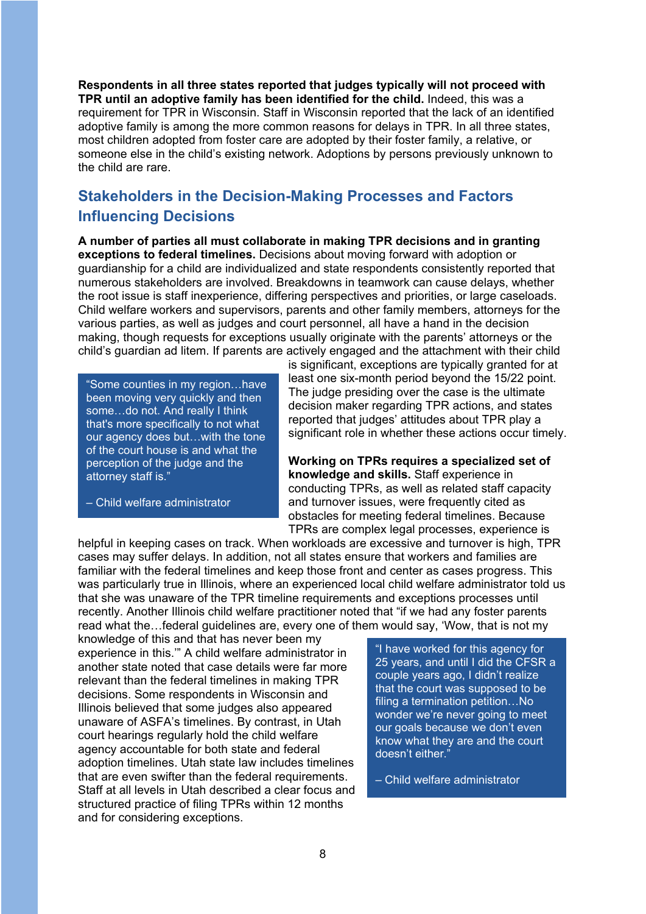**Respondents in all three states reported that judges typically will not proceed with TPR until an adoptive family has been identified for the child.** Indeed, this was a requirement for TPR in Wisconsin. Staff in Wisconsin reported that the lack of an identified adoptive family is among the more common reasons for delays in TPR. In all three states, most children adopted from foster care are adopted by their foster family, a relative, or someone else in the child's existing network. Adoptions by persons previously unknown to the child are rare.

## Stakeholders in the Decision-Making Processes and Factors Influencing Decisions

**A number of parties all must collaborate in making TPR decisions and in granting exceptions to federal timelines.** Decisions about moving forward with adoption or guardianship for a child are individualized and state respondents consistently reported that numerous stakeholders are involved. Breakdowns in teamwork can cause delays, whether the root issue is staff inexperience, differing perspectives and priorities, or large caseloads. Child welfare workers and supervisors, parents and other family members, attorneys for the various parties, as well as judges and court personnel, all have a hand in the decision making, though requests for exceptions usually originate with the parents' attorneys or the child's guardian ad litem. If parents are actively engaged and the attachment with their child is significant, exceptions are typically granted for at least one six-month period beyond the 15/22 point. The judge presiding over the case is the ultimate decision maker regarding TPR actions, and states reported that judges' attitudes about TPR play a significant role in whether these actions occur timely.

> "Some counties in my region…have been moving very quickly and then some…do not. And really I think that's more specifically to not what our agency does but…with the tone of the court house is and what the perception of the judge and the attorney staff is."
>
> – Child welfare administrator

**Working on TPRs requires a specialized set of knowledge and skills.** Staff experience in conducting TPRs, as well as related staff capacity and turnover issues, were frequently cited as obstacles for meeting federal timelines. Because TPRs are complex legal processes, experience is helpful in keeping cases on track. When workloads are excessive and turnover is high, TPR cases may suffer delays. In addition, not all states ensure that workers and families are familiar with the federal timelines and keep those front and center as cases progress. This was particularly true in Illinois, where an experienced local child welfare administrator told us that she was unaware of the TPR timeline requirements and exceptions processes until recently. Another Illinois child welfare practitioner noted that "if we had any foster parents read what the…federal guidelines are, every one of them would say, 'Wow, that is not my knowledge of this and that has never been my experience in this.'" A child welfare administrator in another state noted that case details were far more relevant than the federal timelines in making TPR decisions. Some respondents in Wisconsin and Illinois believed that some judges also appeared unaware of ASFA's timelines. By contrast, in Utah court hearings regularly hold the child welfare agency accountable for both state and federal adoption timelines. Utah state law includes timelines that are even swifter than the federal requirements. Staff at all levels in Utah described a clear focus and structured practice of filing TPRs within 12 months and for considering exceptions.

> "I have worked for this agency for 25 years, and until I did the CFSR a couple years ago, I didn't realize that the court was supposed to be filing a termination petition…No wonder we're never going to meet our goals because we don't even know what they are and the court doesn't either."
>
> – Child welfare administrator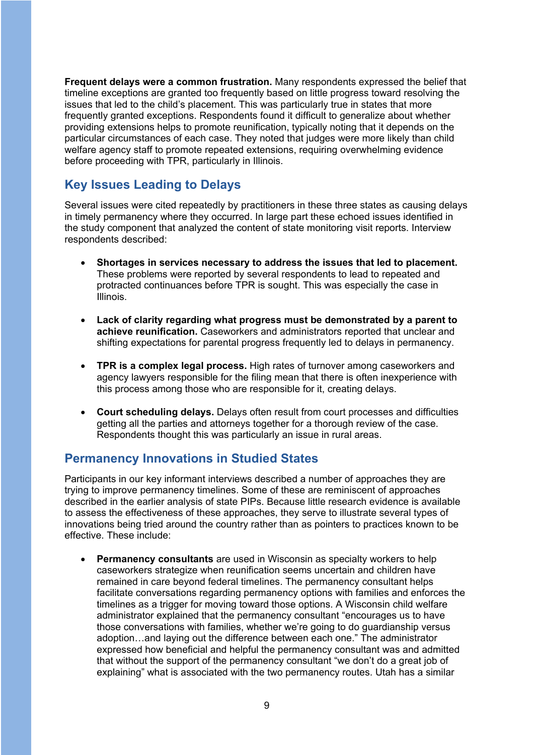**Frequent delays were a common frustration.** Many respondents expressed the belief that timeline exceptions are granted too frequently based on little progress toward resolving the issues that led to the child's placement. This was particularly true in states that more frequently granted exceptions. Respondents found it difficult to generalize about whether providing extensions helps to promote reunification, typically noting that it depends on the particular circumstances of each case. They noted that judges were more likely than child welfare agency staff to promote repeated extensions, requiring overwhelming evidence before proceeding with TPR, particularly in Illinois.

## Key Issues Leading to Delays

Several issues were cited repeatedly by practitioners in these three states as causing delays in timely permanency where they occurred. In large part these echoed issues identified in the study component that analyzed the content of state monitoring visit reports. Interview respondents described:

- **Shortages in services necessary to address the issues that led to placement.** These problems were reported by several respondents to lead to repeated and protracted continuances before TPR is sought. This was especially the case in Illinois.

- **Lack of clarity regarding what progress must be demonstrated by a parent to achieve reunification.** Caseworkers and administrators reported that unclear and shifting expectations for parental progress frequently led to delays in permanency.

- **TPR is a complex legal process.** High rates of turnover among caseworkers and agency lawyers responsible for the filing mean that there is often inexperience with this process among those who are responsible for it, creating delays.

- **Court scheduling delays.** Delays often result from court processes and difficulties getting all the parties and attorneys together for a thorough review of the case. Respondents thought this was particularly an issue in rural areas.

## Permanency Innovations in Studied States

Participants in our key informant interviews described a number of approaches they are trying to improve permanency timelines. Some of these are reminiscent of approaches described in the earlier analysis of state PIPs. Because little research evidence is available to assess the effectiveness of these approaches, they serve to illustrate several types of innovations being tried around the country rather than as pointers to practices known to be effective. These include:

- **Permanency consultants** are used in Wisconsin as specialty workers to help caseworkers strategize when reunification seems uncertain and children have remained in care beyond federal timelines. The permanency consultant helps facilitate conversations regarding permanency options with families and enforces the timelines as a trigger for moving toward those options. A Wisconsin child welfare administrator explained that the permanency consultant "encourages us to have those conversations with families, whether we're going to do guardianship versus adoption…and laying out the difference between each one." The administrator expressed how beneficial and helpful the permanency consultant was and admitted that without the support of the permanency consultant "we don't do a great job of explaining" what is associated with the two permanency routes. Utah has a similar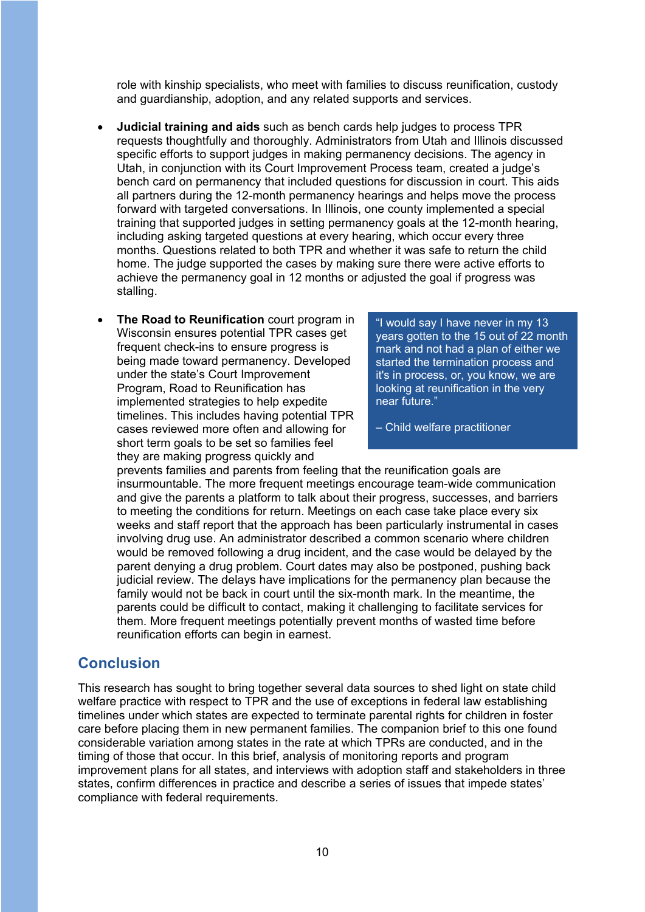role with kinship specialists, who meet with families to discuss reunification, custody and guardianship, adoption, and any related supports and services.

- **Judicial training and aids** such as bench cards help judges to process TPR requests thoughtfully and thoroughly. Administrators from Utah and Illinois discussed specific efforts to support judges in making permanency decisions. The agency in Utah, in conjunction with its Court Improvement Process team, created a judge's bench card on permanency that included questions for discussion in court. This aids all partners during the 12-month permanency hearings and helps move the process forward with targeted conversations. In Illinois, one county implemented a special training that supported judges in setting permanency goals at the 12-month hearing, including asking targeted questions at every hearing, which occur every three months. Questions related to both TPR and whether it was safe to return the child home. The judge supported the cases by making sure there were active efforts to achieve the permanency goal in 12 months or adjusted the goal if progress was stalling.

- **The Road to Reunification** court program in Wisconsin ensures potential TPR cases get frequent check-ins to ensure progress is being made toward permanency. Developed under the state's Court Improvement Program, Road to Reunification has implemented strategies to help expedite timelines. This includes having potential TPR cases reviewed more often and allowing for short term goals to be set so families feel they are making progress quickly and prevents families and parents from feeling that the reunification goals are insurmountable. The more frequent meetings encourage team-wide communication and give the parents a platform to talk about their progress, successes, and barriers to meeting the conditions for return. Meetings on each case take place every six weeks and staff report that the approach has been particularly instrumental in cases involving drug use. An administrator described a common scenario where children would be removed following a drug incident, and the case would be delayed by the parent denying a drug problem. Court dates may also be postponed, pushing back judicial review. The delays have implications for the permanency plan because the family would not be back in court until the six-month mark. In the meantime, the parents could be difficult to contact, making it challenging to facilitate services for them. More frequent meetings potentially prevent months of wasted time before reunification efforts can begin in earnest.

> "I would say I have never in my 13 years gotten to the 15 out of 22 month mark and not had a plan of either we started the termination process and it's in process, or, you know, we are looking at reunification in the very near future."
>
> – Child welfare practitioner

## Conclusion

This research has sought to bring together several data sources to shed light on state child welfare practice with respect to TPR and the use of exceptions in federal law establishing timelines under which states are expected to terminate parental rights for children in foster care before placing them in new permanent families. The companion brief to this one found considerable variation among states in the rate at which TPRs are conducted, and in the timing of those that occur. In this brief, analysis of monitoring reports and program improvement plans for all states, and interviews with adoption staff and stakeholders in three states, confirm differences in practice and describe a series of issues that impede states' compliance with federal requirements.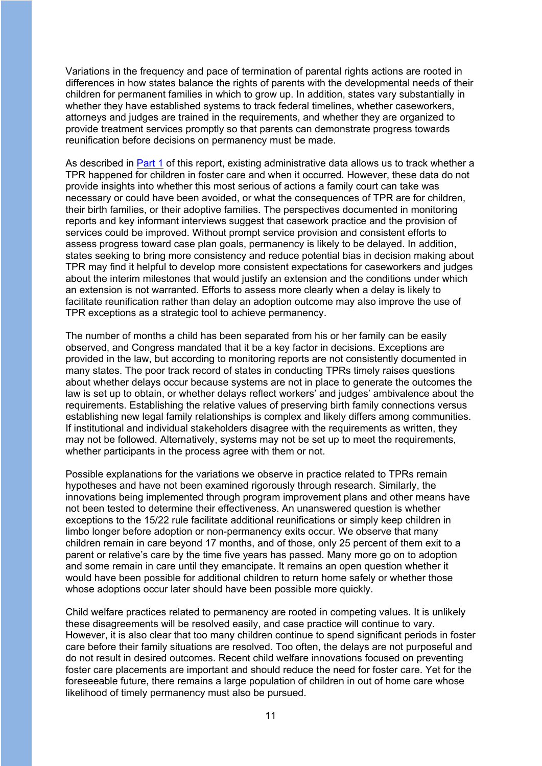Variations in the frequency and pace of termination of parental rights actions are rooted in differences in how states balance the rights of parents with the developmental needs of their children for permanent families in which to grow up. In addition, states vary substantially in whether they have established systems to track federal timelines, whether caseworkers, attorneys and judges are trained in the requirements, and whether they are organized to provide treatment services promptly so that parents can demonstrate progress towards reunification before decisions on permanency must be made.

As described in [Part 1] of this report, existing administrative data allows us to track whether a TPR happened for children in foster care and when it occurred. However, these data do not provide insights into whether this most serious of actions a family court can take was necessary or could have been avoided, or what the consequences of TPR are for children, their birth families, or their adoptive families. The perspectives documented in monitoring reports and key informant interviews suggest that casework practice and the provision of services could be improved. Without prompt service provision and consistent efforts to assess progress toward case plan goals, permanency is likely to be delayed. In addition, states seeking to bring more consistency and reduce potential bias in decision making about TPR may find it helpful to develop more consistent expectations for caseworkers and judges about the interim milestones that would justify an extension and the conditions under which an extension is not warranted. Efforts to assess more clearly when a delay is likely to facilitate reunification rather than delay an adoption outcome may also improve the use of TPR exceptions as a strategic tool to achieve permanency.

The number of months a child has been separated from his or her family can be easily observed, and Congress mandated that it be a key factor in decisions. Exceptions are provided in the law, but according to monitoring reports are not consistently documented in many states. The poor track record of states in conducting TPRs timely raises questions about whether delays occur because systems are not in place to generate the outcomes the law is set up to obtain, or whether delays reflect workers' and judges' ambivalence about the requirements. Establishing the relative values of preserving birth family connections versus establishing new legal family relationships is complex and likely differs among communities. If institutional and individual stakeholders disagree with the requirements as written, they may not be followed. Alternatively, systems may not be set up to meet the requirements, whether participants in the process agree with them or not.

Possible explanations for the variations we observe in practice related to TPRs remain hypotheses and have not been examined rigorously through research. Similarly, the innovations being implemented through program improvement plans and other means have not been tested to determine their effectiveness. An unanswered question is whether exceptions to the 15/22 rule facilitate additional reunifications or simply keep children in limbo longer before adoption or non-permanency exits occur. We observe that many children remain in care beyond 17 months, and of those, only 25 percent of them exit to a parent or relative's care by the time five years has passed. Many more go on to adoption and some remain in care until they emancipate. It remains an open question whether it would have been possible for additional children to return home safely or whether those whose adoptions occur later should have been possible more quickly.

Child welfare practices related to permanency are rooted in competing values. It is unlikely these disagreements will be resolved easily, and case practice will continue to vary. However, it is also clear that too many children continue to spend significant periods in foster care before their family situations are resolved. Too often, the delays are not purposeful and do not result in desired outcomes. Recent child welfare innovations focused on preventing foster care placements are important and should reduce the need for foster care. Yet for the foreseeable future, there remains a large population of children in out of home care whose likelihood of timely permanency must also be pursued.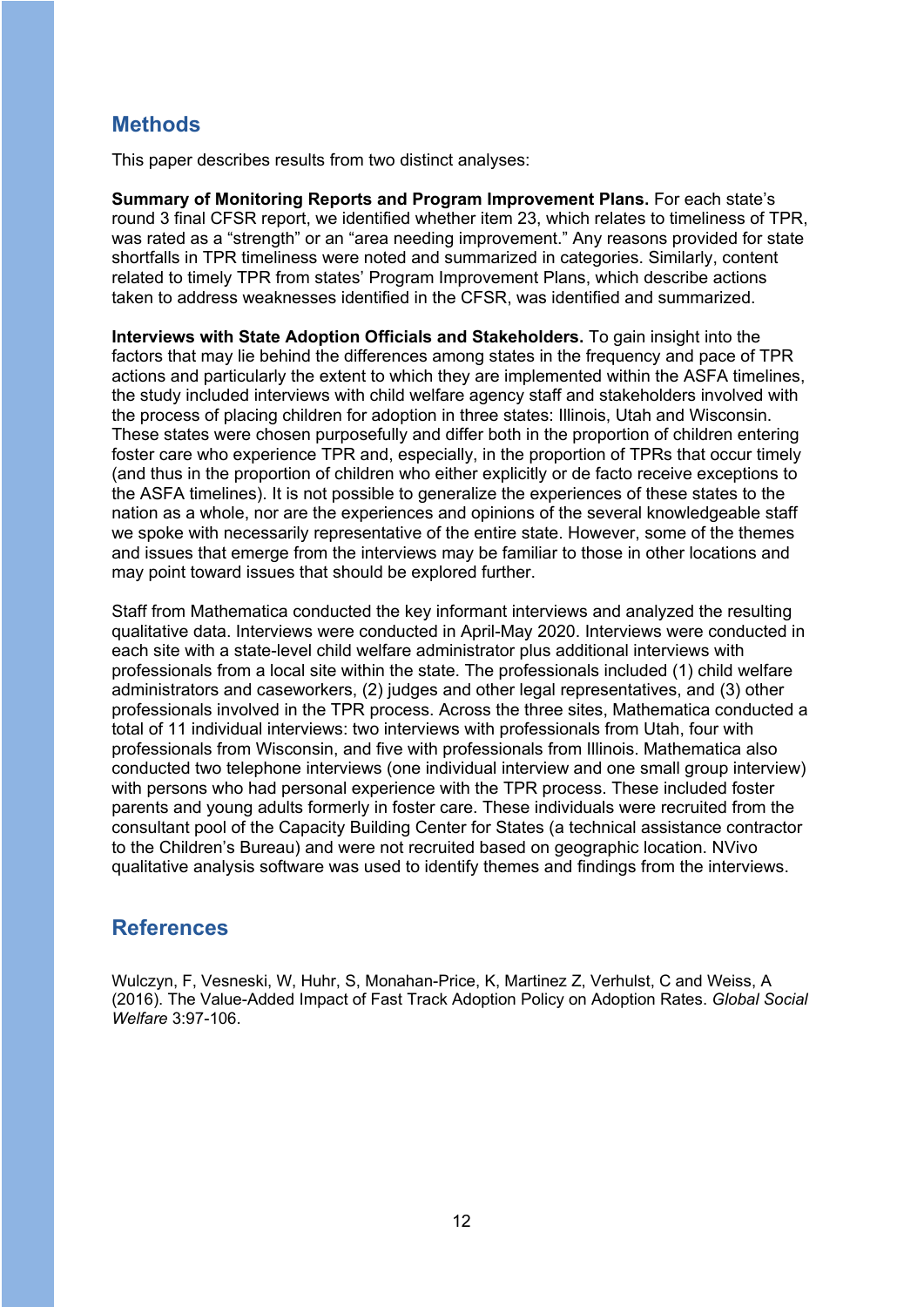## Methods

This paper describes results from two distinct analyses:

**Summary of Monitoring Reports and Program Improvement Plans.** For each state's round 3 final CFSR report, we identified whether item 23, which relates to timeliness of TPR, was rated as a "strength" or an "area needing improvement." Any reasons provided for state shortfalls in TPR timeliness were noted and summarized in categories. Similarly, content related to timely TPR from states' Program Improvement Plans, which describe actions taken to address weaknesses identified in the CFSR, was identified and summarized.

**Interviews with State Adoption Officials and Stakeholders.** To gain insight into the factors that may lie behind the differences among states in the frequency and pace of TPR actions and particularly the extent to which they are implemented within the ASFA timelines, the study included interviews with child welfare agency staff and stakeholders involved with the process of placing children for adoption in three states: Illinois, Utah and Wisconsin. These states were chosen purposefully and differ both in the proportion of children entering foster care who experience TPR and, especially, in the proportion of TPRs that occur timely (and thus in the proportion of children who either explicitly or de facto receive exceptions to the ASFA timelines). It is not possible to generalize the experiences of these states to the nation as a whole, nor are the experiences and opinions of the several knowledgeable staff we spoke with necessarily representative of the entire state. However, some of the themes and issues that emerge from the interviews may be familiar to those in other locations and may point toward issues that should be explored further.

Staff from Mathematica conducted the key informant interviews and analyzed the resulting qualitative data. Interviews were conducted in April-May 2020. Interviews were conducted in each site with a state-level child welfare administrator plus additional interviews with professionals from a local site within the state. The professionals included (1) child welfare administrators and caseworkers, (2) judges and other legal representatives, and (3) other professionals involved in the TPR process. Across the three sites, Mathematica conducted a total of 11 individual interviews: two interviews with professionals from Utah, four with professionals from Wisconsin, and five with professionals from Illinois. Mathematica also conducted two telephone interviews (one individual interview and one small group interview) with persons who had personal experience with the TPR process. These included foster parents and young adults formerly in foster care. These individuals were recruited from the consultant pool of the Capacity Building Center for States (a technical assistance contractor to the Children's Bureau) and were not recruited based on geographic location. NVivo qualitative analysis software was used to identify themes and findings from the interviews.

## References

Wulczyn, F, Vesneski, W, Huhr, S, Monahan-Price, K, Martinez Z, Verhulst, C and Weiss, A (2016). The Value-Added Impact of Fast Track Adoption Policy on Adoption Rates. *Global Social Welfare* 3:97-106.